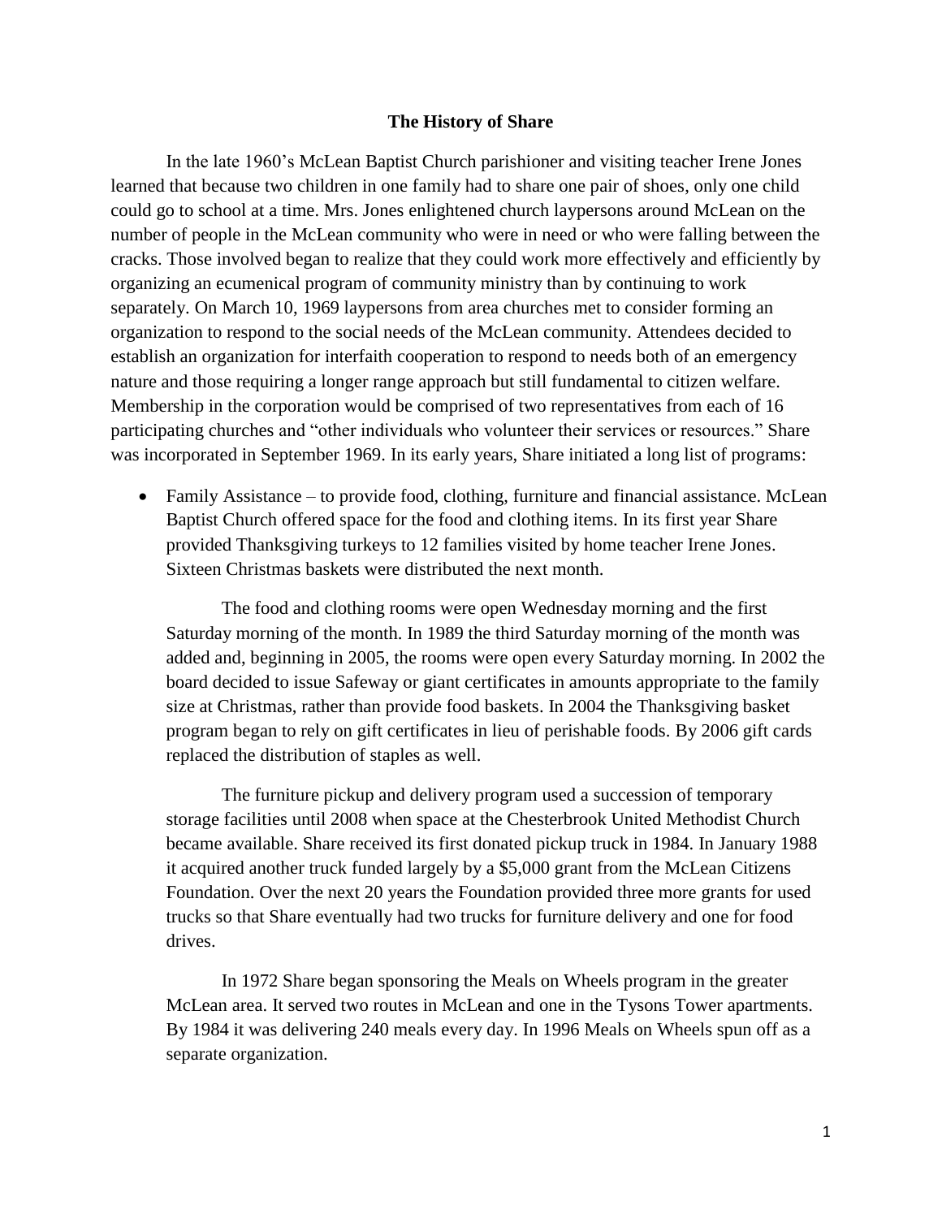# The History of Share

In the late 1960's McLean Baptist Church parishioner and visiting teacher Irene Jones learned that because two children in one family had to share one pair of shoes, only one child could go to school at a time. Mrs. Jones enlightened church laypersons around McLean on the number of people in the McLean community who were in need or who were falling between the cracks. Those involved began to realize that they could work more effectively and efficiently by organizing an ecumenical program of community ministry than by continuing to work separately. On March 10, 1969 laypersons from area churches met to consider forming an organization to respond to the social needs of the McLean community. Attendees decided to establish an organization for interfaith cooperation to respond to needs both of an emergency nature and those requiring a longer range approach but still fundamental to citizen welfare. Membership in the corporation would be comprised of two representatives from each of 16 participating churches and "other individuals who volunteer their services or resources." Share was incorporated in September 1969. In its early years, Share initiated a long list of programs:

- Family Assistance – to provide food, clothing, furniture and financial assistance. McLean Baptist Church offered space for the food and clothing items. In its first year Share provided Thanksgiving turkeys to 12 families visited by home teacher Irene Jones. Sixteen Christmas baskets were distributed the next month.

  The food and clothing rooms were open Wednesday morning and the first Saturday morning of the month. In 1989 the third Saturday morning of the month was added and, beginning in 2005, the rooms were open every Saturday morning. In 2002 the board decided to issue Safeway or giant certificates in amounts appropriate to the family size at Christmas, rather than provide food baskets. In 2004 the Thanksgiving basket program began to rely on gift certificates in lieu of perishable foods. By 2006 gift cards replaced the distribution of staples as well.

  The furniture pickup and delivery program used a succession of temporary storage facilities until 2008 when space at the Chesterbrook United Methodist Church became available. Share received its first donated pickup truck in 1984. In January 1988 it acquired another truck funded largely by a $5,000 grant from the McLean Citizens Foundation. Over the next 20 years the Foundation provided three more grants for used trucks so that Share eventually had two trucks for furniture delivery and one for food drives.

  In 1972 Share began sponsoring the Meals on Wheels program in the greater McLean area. It served two routes in McLean and one in the Tysons Tower apartments. By 1984 it was delivering 240 meals every day. In 1996 Meals on Wheels spun off as a separate organization.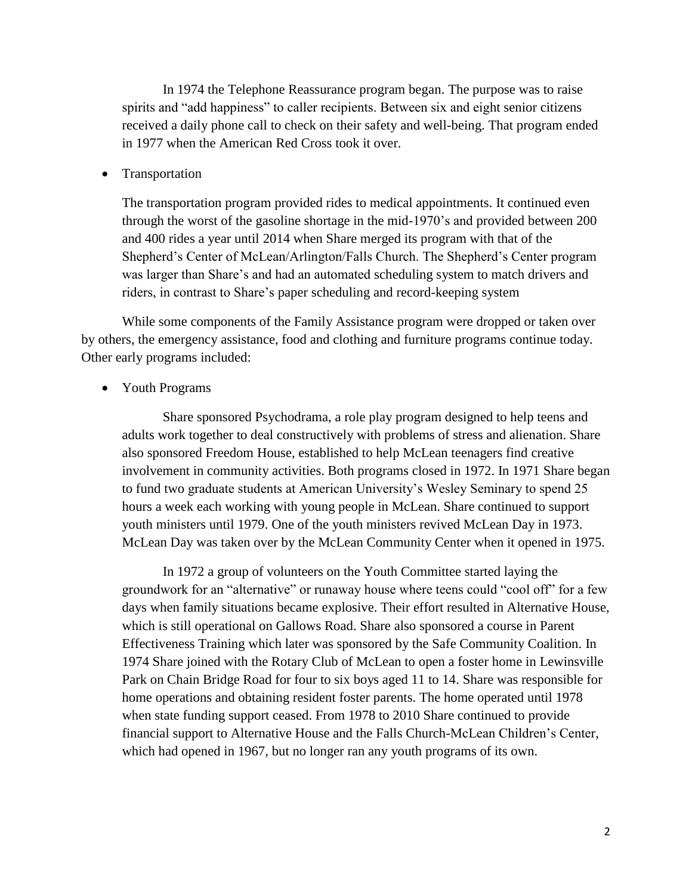In 1974 the Telephone Reassurance program began. The purpose was to raise spirits and "add happiness" to caller recipients. Between six and eight senior citizens received a daily phone call to check on their safety and well-being. That program ended in 1977 when the American Red Cross took it over.

- Transportation

  The transportation program provided rides to medical appointments. It continued even through the worst of the gasoline shortage in the mid-1970's and provided between 200 and 400 rides a year until 2014 when Share merged its program with that of the Shepherd's Center of McLean/Arlington/Falls Church. The Shepherd's Center program was larger than Share's and had an automated scheduling system to match drivers and riders, in contrast to Share's paper scheduling and record-keeping system

While some components of the Family Assistance program were dropped or taken over by others, the emergency assistance, food and clothing and furniture programs continue today. Other early programs included:

- Youth Programs

  Share sponsored Psychodrama, a role play program designed to help teens and adults work together to deal constructively with problems of stress and alienation. Share also sponsored Freedom House, established to help McLean teenagers find creative involvement in community activities. Both programs closed in 1972. In 1971 Share began to fund two graduate students at American University's Wesley Seminary to spend 25 hours a week each working with young people in McLean. Share continued to support youth ministers until 1979. One of the youth ministers revived McLean Day in 1973. McLean Day was taken over by the McLean Community Center when it opened in 1975.

  In 1972 a group of volunteers on the Youth Committee started laying the groundwork for an "alternative" or runaway house where teens could "cool off" for a few days when family situations became explosive. Their effort resulted in Alternative House, which is still operational on Gallows Road. Share also sponsored a course in Parent Effectiveness Training which later was sponsored by the Safe Community Coalition. In 1974 Share joined with the Rotary Club of McLean to open a foster home in Lewinsville Park on Chain Bridge Road for four to six boys aged 11 to 14. Share was responsible for home operations and obtaining resident foster parents. The home operated until 1978 when state funding support ceased. From 1978 to 2010 Share continued to provide financial support to Alternative House and the Falls Church-McLean Children's Center, which had opened in 1967, but no longer ran any youth programs of its own.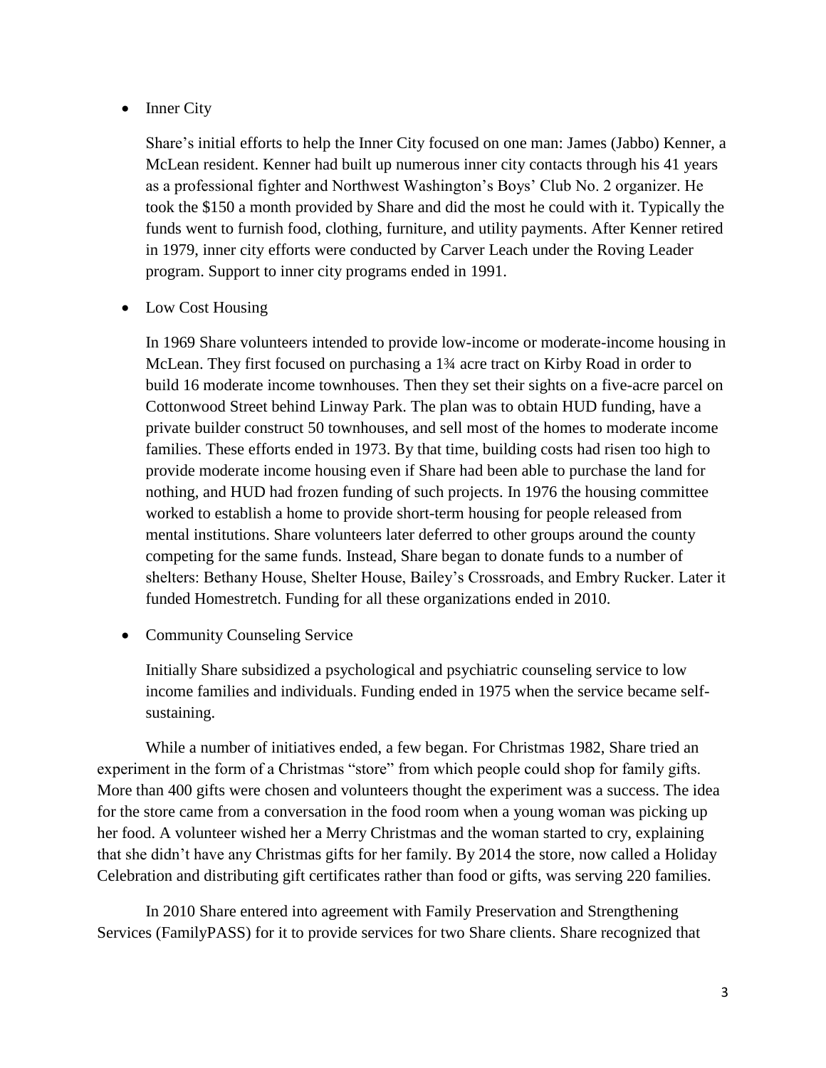- Inner City

  Share's initial efforts to help the Inner City focused on one man: James (Jabbo) Kenner, a McLean resident. Kenner had built up numerous inner city contacts through his 41 years as a professional fighter and Northwest Washington's Boys' Club No. 2 organizer. He took the $150 a month provided by Share and did the most he could with it. Typically the funds went to furnish food, clothing, furniture, and utility payments. After Kenner retired in 1979, inner city efforts were conducted by Carver Leach under the Roving Leader program. Support to inner city programs ended in 1991.

- Low Cost Housing

  In 1969 Share volunteers intended to provide low-income or moderate-income housing in McLean. They first focused on purchasing a 1¾ acre tract on Kirby Road in order to build 16 moderate income townhouses. Then they set their sights on a five-acre parcel on Cottonwood Street behind Linway Park. The plan was to obtain HUD funding, have a private builder construct 50 townhouses, and sell most of the homes to moderate income families. These efforts ended in 1973. By that time, building costs had risen too high to provide moderate income housing even if Share had been able to purchase the land for nothing, and HUD had frozen funding of such projects. In 1976 the housing committee worked to establish a home to provide short-term housing for people released from mental institutions. Share volunteers later deferred to other groups around the county competing for the same funds. Instead, Share began to donate funds to a number of shelters: Bethany House, Shelter House, Bailey's Crossroads, and Embry Rucker. Later it funded Homestretch. Funding for all these organizations ended in 2010.

- Community Counseling Service

  Initially Share subsidized a psychological and psychiatric counseling service to low income families and individuals. Funding ended in 1975 when the service became self-sustaining.

While a number of initiatives ended, a few began. For Christmas 1982, Share tried an experiment in the form of a Christmas "store" from which people could shop for family gifts. More than 400 gifts were chosen and volunteers thought the experiment was a success. The idea for the store came from a conversation in the food room when a young woman was picking up her food. A volunteer wished her a Merry Christmas and the woman started to cry, explaining that she didn't have any Christmas gifts for her family. By 2014 the store, now called a Holiday Celebration and distributing gift certificates rather than food or gifts, was serving 220 families.

In 2010 Share entered into agreement with Family Preservation and Strengthening Services (FamilyPASS) for it to provide services for two Share clients. Share recognized that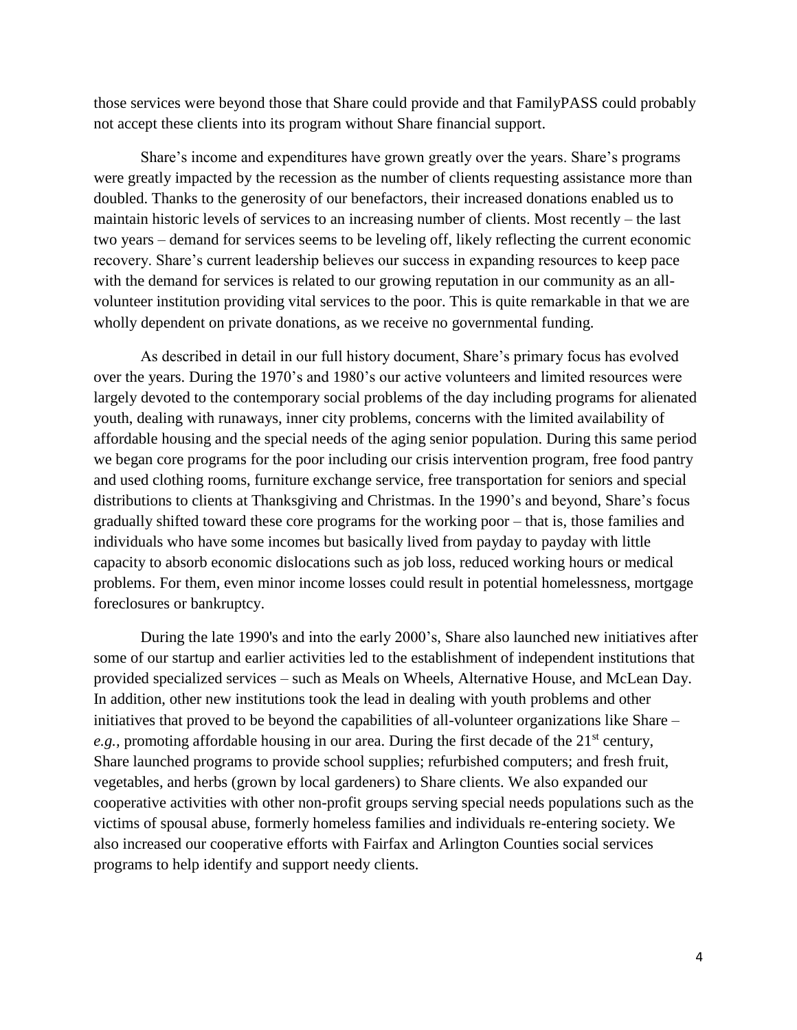those services were beyond those that Share could provide and that FamilyPASS could probably not accept these clients into its program without Share financial support.

Share's income and expenditures have grown greatly over the years. Share's programs were greatly impacted by the recession as the number of clients requesting assistance more than doubled. Thanks to the generosity of our benefactors, their increased donations enabled us to maintain historic levels of services to an increasing number of clients. Most recently – the last two years – demand for services seems to be leveling off, likely reflecting the current economic recovery. Share's current leadership believes our success in expanding resources to keep pace with the demand for services is related to our growing reputation in our community as an all-volunteer institution providing vital services to the poor. This is quite remarkable in that we are wholly dependent on private donations, as we receive no governmental funding.

As described in detail in our full history document, Share's primary focus has evolved over the years. During the 1970's and 1980's our active volunteers and limited resources were largely devoted to the contemporary social problems of the day including programs for alienated youth, dealing with runaways, inner city problems, concerns with the limited availability of affordable housing and the special needs of the aging senior population. During this same period we began core programs for the poor including our crisis intervention program, free food pantry and used clothing rooms, furniture exchange service, free transportation for seniors and special distributions to clients at Thanksgiving and Christmas. In the 1990's and beyond, Share's focus gradually shifted toward these core programs for the working poor – that is, those families and individuals who have some incomes but basically lived from payday to payday with little capacity to absorb economic dislocations such as job loss, reduced working hours or medical problems. For them, even minor income losses could result in potential homelessness, mortgage foreclosures or bankruptcy.

During the late 1990's and into the early 2000's, Share also launched new initiatives after some of our startup and earlier activities led to the establishment of independent institutions that provided specialized services – such as Meals on Wheels, Alternative House, and McLean Day. In addition, other new institutions took the lead in dealing with youth problems and other initiatives that proved to be beyond the capabilities of all-volunteer organizations like Share – *e.g.,* promoting affordable housing in our area. During the first decade of the 21st century, Share launched programs to provide school supplies; refurbished computers; and fresh fruit, vegetables, and herbs (grown by local gardeners) to Share clients. We also expanded our cooperative activities with other non-profit groups serving special needs populations such as the victims of spousal abuse, formerly homeless families and individuals re-entering society. We also increased our cooperative efforts with Fairfax and Arlington Counties social services programs to help identify and support needy clients.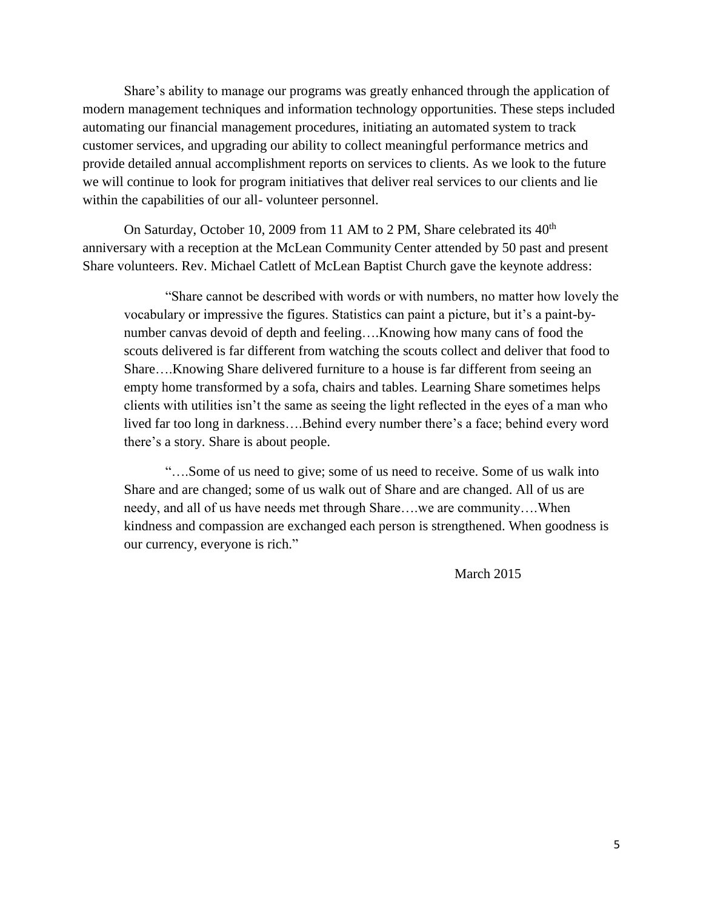Share's ability to manage our programs was greatly enhanced through the application of modern management techniques and information technology opportunities. These steps included automating our financial management procedures, initiating an automated system to track customer services, and upgrading our ability to collect meaningful performance metrics and provide detailed annual accomplishment reports on services to clients. As we look to the future we will continue to look for program initiatives that deliver real services to our clients and lie within the capabilities of our all- volunteer personnel.

On Saturday, October 10, 2009 from 11 AM to 2 PM, Share celebrated its 40th anniversary with a reception at the McLean Community Center attended by 50 past and present Share volunteers. Rev. Michael Catlett of McLean Baptist Church gave the keynote address:

> "Share cannot be described with words or with numbers, no matter how lovely the vocabulary or impressive the figures. Statistics can paint a picture, but it's a paint-by-number canvas devoid of depth and feeling….Knowing how many cans of food the scouts delivered is far different from watching the scouts collect and deliver that food to Share….Knowing Share delivered furniture to a house is far different from seeing an empty home transformed by a sofa, chairs and tables. Learning Share sometimes helps clients with utilities isn't the same as seeing the light reflected in the eyes of a man who lived far too long in darkness….Behind every number there's a face; behind every word there's a story. Share is about people.
>
> "….Some of us need to give; some of us need to receive. Some of us walk into Share and are changed; some of us walk out of Share and are changed. All of us are needy, and all of us have needs met through Share….we are community….When kindness and compassion are exchanged each person is strengthened. When goodness is our currency, everyone is rich."

March 2015